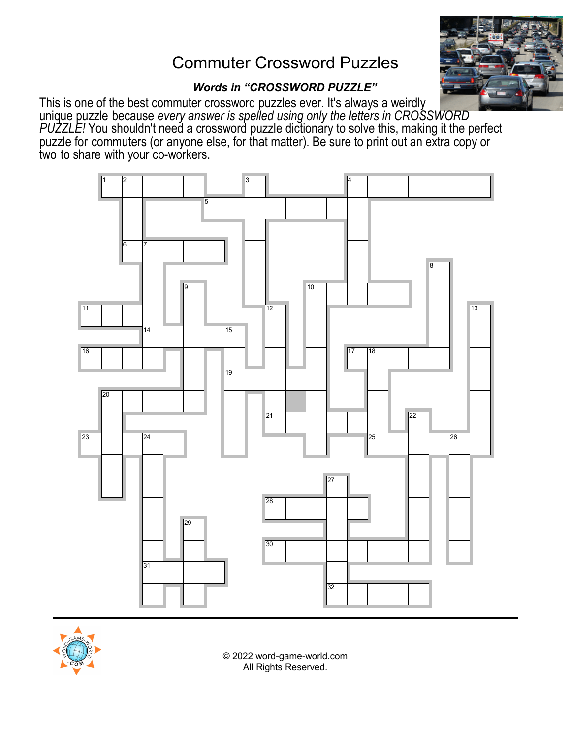# Commuter Crossword Puzzles

***Words in "CROSSWORD PUZZLE"***

This is one of the best commuter crossword puzzles ever. It's always a weirdly unique puzzle because *every answer is spelled using only the letters in CROSSWORD PUZZLE!* You shouldn't need a crossword puzzle dictionary to solve this, making it the perfect puzzle for commuters (or anyone else, for that matter). Be sure to print out an extra copy or two to share with your co-workers.

© 2022 word-game-world.com
All Rights Reserved.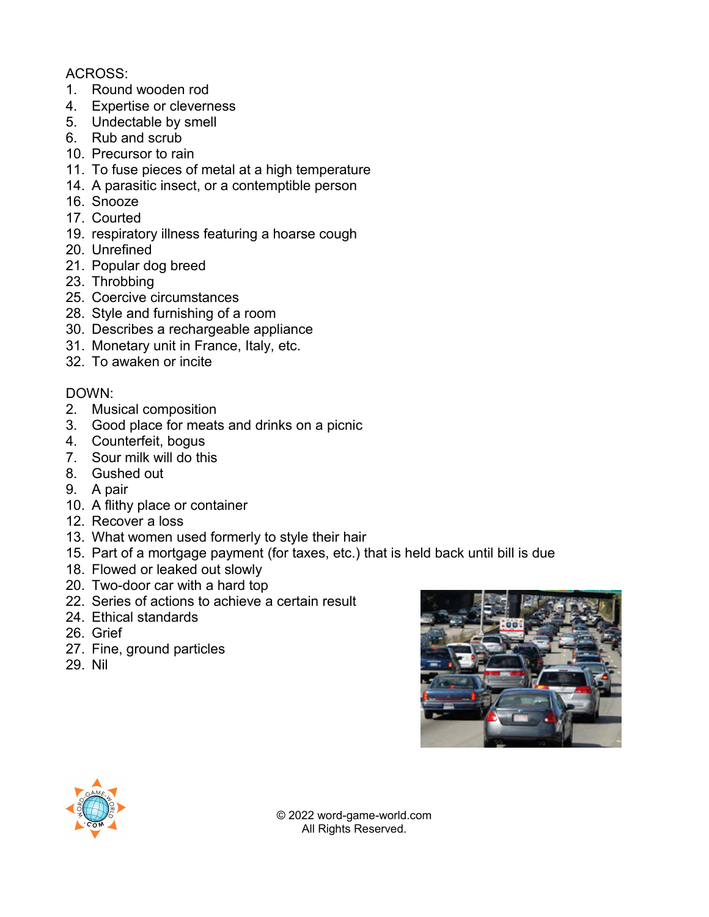ACROSS:

1. Round wooden rod
4. Expertise or cleverness
5. Undectable by smell
6. Rub and scrub
10. Precursor to rain
11. To fuse pieces of metal at a high temperature
14. A parasitic insect, or a contemptible person
16. Snooze
17. Courted
19. respiratory illness featuring a hoarse cough
20. Unrefined
21. Popular dog breed
23. Throbbing
25. Coercive circumstances
28. Style and furnishing of a room
30. Describes a rechargeable appliance
31. Monetary unit in France, Italy, etc.
32. To awaken or incite

DOWN:

2. Musical composition
3. Good place for meats and drinks on a picnic
4. Counterfeit, bogus
7. Sour milk will do this
8. Gushed out
9. A pair
10. A flithy place or container
12. Recover a loss
13. What women used formerly to style their hair
15. Part of a mortgage payment (for taxes, etc.) that is held back until bill is due
18. Flowed or leaked out slowly
20. Two-door car with a hard top
22. Series of actions to achieve a certain result
24. Ethical standards
26. Grief
27. Fine, ground particles
29. Nil

© 2022 word-game-world.com
All Rights Reserved.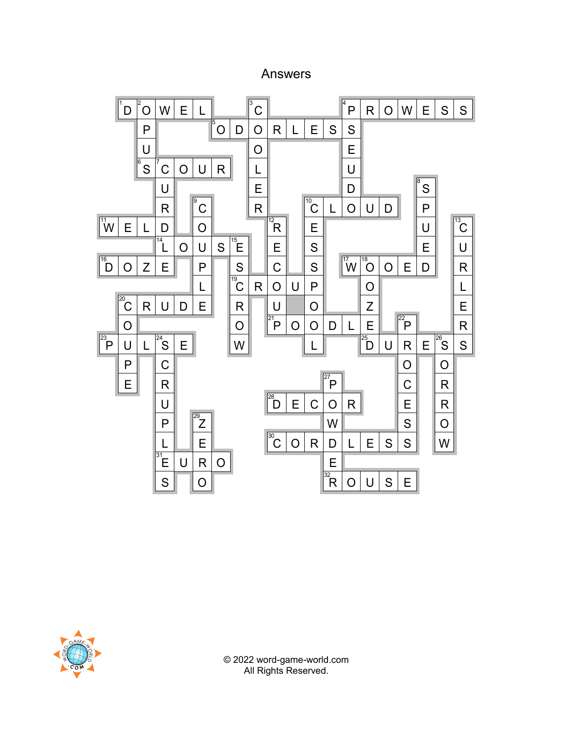# Answers

© 2022 word-game-world.com
All Rights Reserved.